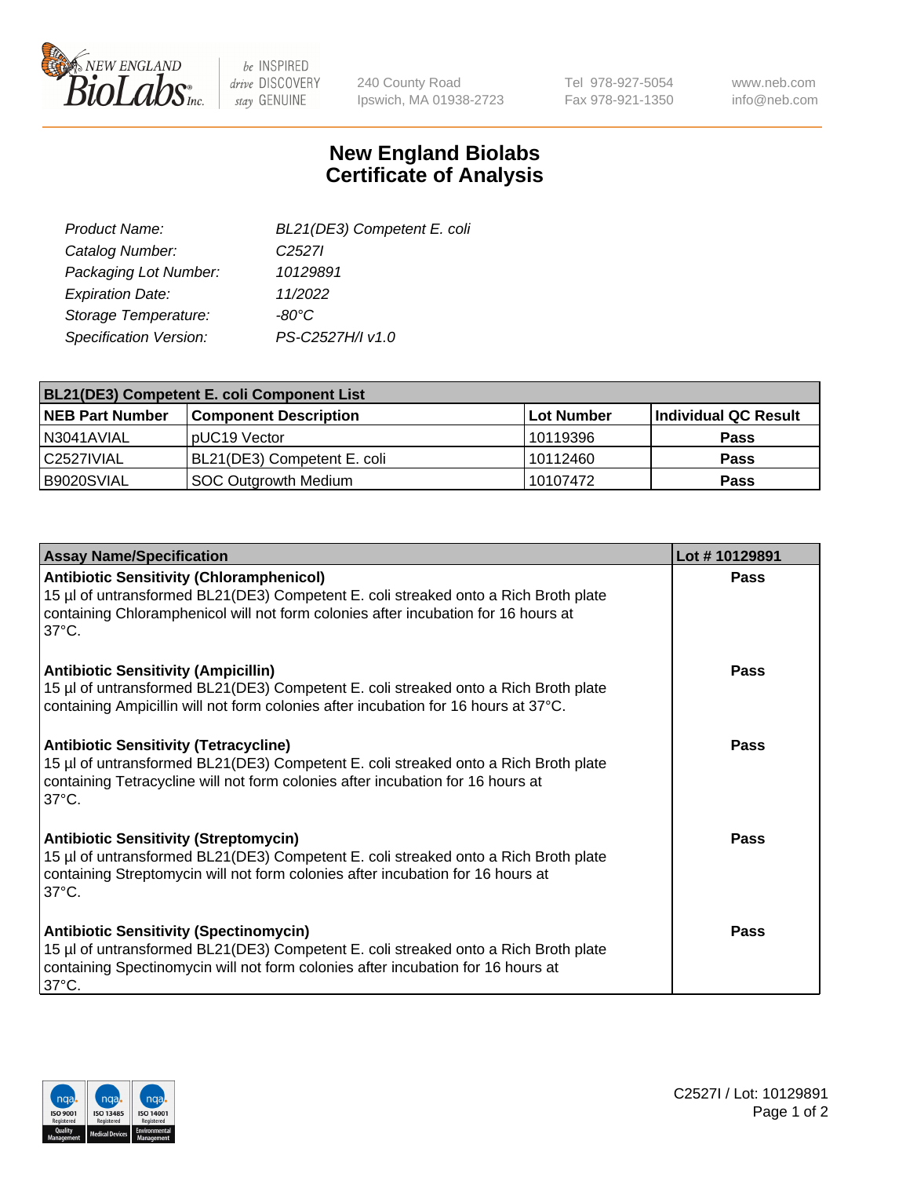# New England Biolabs Certificate of Analysis

| | |
|---|---|
| *Product Name:* | *BL21(DE3) Competent E. coli* |
| *Catalog Number:* | *C2527I* |
| *Packaging Lot Number:* | *10129891* |
| *Expiration Date:* | *11/2022* |
| *Storage Temperature:* | *-80°C* |
| *Specification Version:* | *PS-C2527H/I v1.0* |

| BL21(DE3) Competent E. coli Component List | | | |
|---|---|---|---|
| **NEB Part Number** | **Component Description** | **Lot Number** | **Individual QC Result** |
| N3041AVIAL | pUC19 Vector | 10119396 | **Pass** |
| C2527IVIAL | BL21(DE3) Competent E. coli | 10112460 | **Pass** |
| B9020SVIAL | SOC Outgrowth Medium | 10107472 | **Pass** |

| Assay Name/Specification | Lot # 10129891 |
|---|---|
| **Antibiotic Sensitivity (Chloramphenicol)** 15 µl of untransformed BL21(DE3) Competent E. coli streaked onto a Rich Broth plate containing Chloramphenicol will not form colonies after incubation for 16 hours at 37°C. | **Pass** |
| **Antibiotic Sensitivity (Ampicillin)** 15 µl of untransformed BL21(DE3) Competent E. coli streaked onto a Rich Broth plate containing Ampicillin will not form colonies after incubation for 16 hours at 37°C. | **Pass** |
| **Antibiotic Sensitivity (Tetracycline)** 15 µl of untransformed BL21(DE3) Competent E. coli streaked onto a Rich Broth plate containing Tetracycline will not form colonies after incubation for 16 hours at 37°C. | **Pass** |
| **Antibiotic Sensitivity (Streptomycin)** 15 µl of untransformed BL21(DE3) Competent E. coli streaked onto a Rich Broth plate containing Streptomycin will not form colonies after incubation for 16 hours at 37°C. | **Pass** |
| **Antibiotic Sensitivity (Spectinomycin)** 15 µl of untransformed BL21(DE3) Competent E. coli streaked onto a Rich Broth plate containing Spectinomycin will not form colonies after incubation for 16 hours at 37°C. | **Pass** |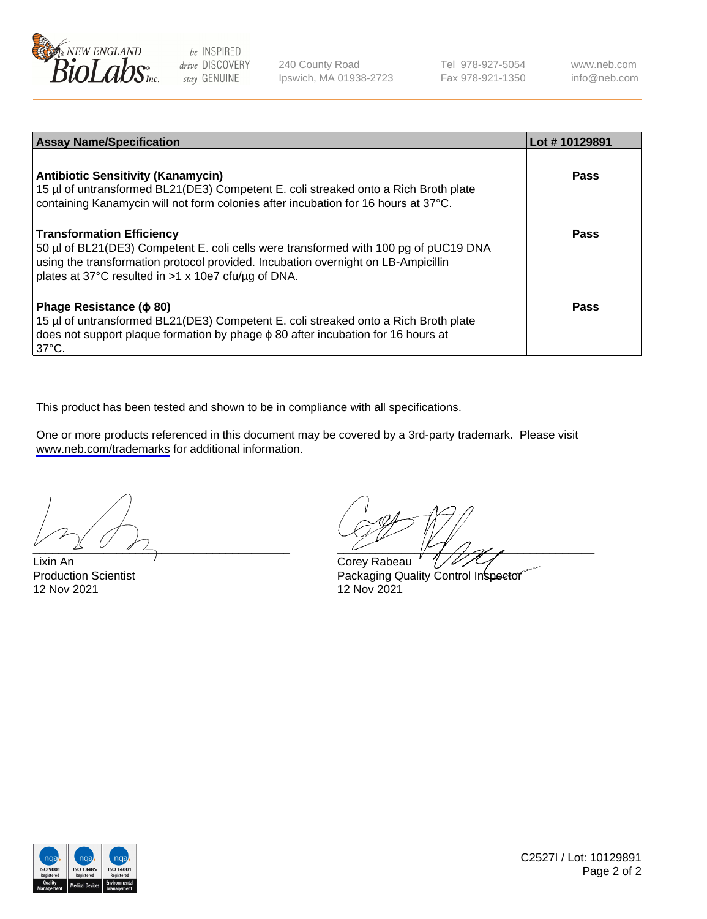| Assay Name/Specification | Lot # 10129891 |
|---|---|
| **Antibiotic Sensitivity (Kanamycin)**<br>15 µl of untransformed BL21(DE3) Competent E. coli streaked onto a Rich Broth plate containing Kanamycin will not form colonies after incubation for 16 hours at 37°C. | **Pass** |
| **Transformation Efficiency**<br>50 µl of BL21(DE3) Competent E. coli cells were transformed with 100 pg of pUC19 DNA using the transformation protocol provided. Incubation overnight on LB-Ampicillin plates at 37°C resulted in >1 x 10e7 cfu/µg of DNA. | **Pass** |
| **Phage Resistance (ϕ 80)**<br>15 µl of untransformed BL21(DE3) Competent E. coli streaked onto a Rich Broth plate does not support plaque formation by phage ϕ 80 after incubation for 16 hours at 37°C. | **Pass** |

This product has been tested and shown to be in compliance with all specifications.

One or more products referenced in this document may be covered by a 3rd-party trademark. Please visit www.neb.com/trademarks for additional information.

Lixin An
Production Scientist
12 Nov 2021

Corey Rabeau
Packaging Quality Control Inspector
12 Nov 2021

C2527I / Lot: 10129891